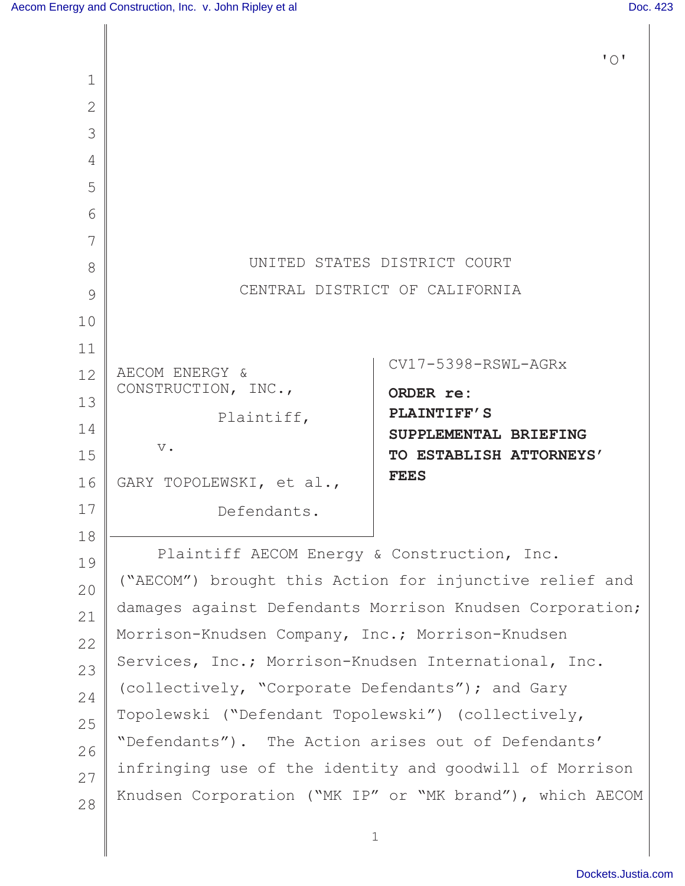'O'

UNITED STATES DISTRICT COURT

CENTRAL DISTRICT OF CALIFORNIA

| AECOM ENERGY & CONSTRUCTION, INC., Plaintiff, v. GARY TOPOLEWSKI, et al., Defendants. | CV17-5398-RSWL-AGRx **ORDER re: PLAINTIFF'S SUPPLEMENTAL BRIEFING TO ESTABLISH ATTORNEYS' FEES** |
|---|---|

Plaintiff AECOM Energy & Construction, Inc. ("AECOM") brought this Action for injunctive relief and damages against Defendants Morrison Knudsen Corporation; Morrison-Knudsen Company, Inc.; Morrison-Knudsen Services, Inc.; Morrison-Knudsen International, Inc. (collectively, "Corporate Defendants"); and Gary Topolewski ("Defendant Topolewski") (collectively, "Defendants"). The Action arises out of Defendants' infringing use of the identity and goodwill of Morrison Knudsen Corporation ("MK IP" or "MK brand"), which AECOM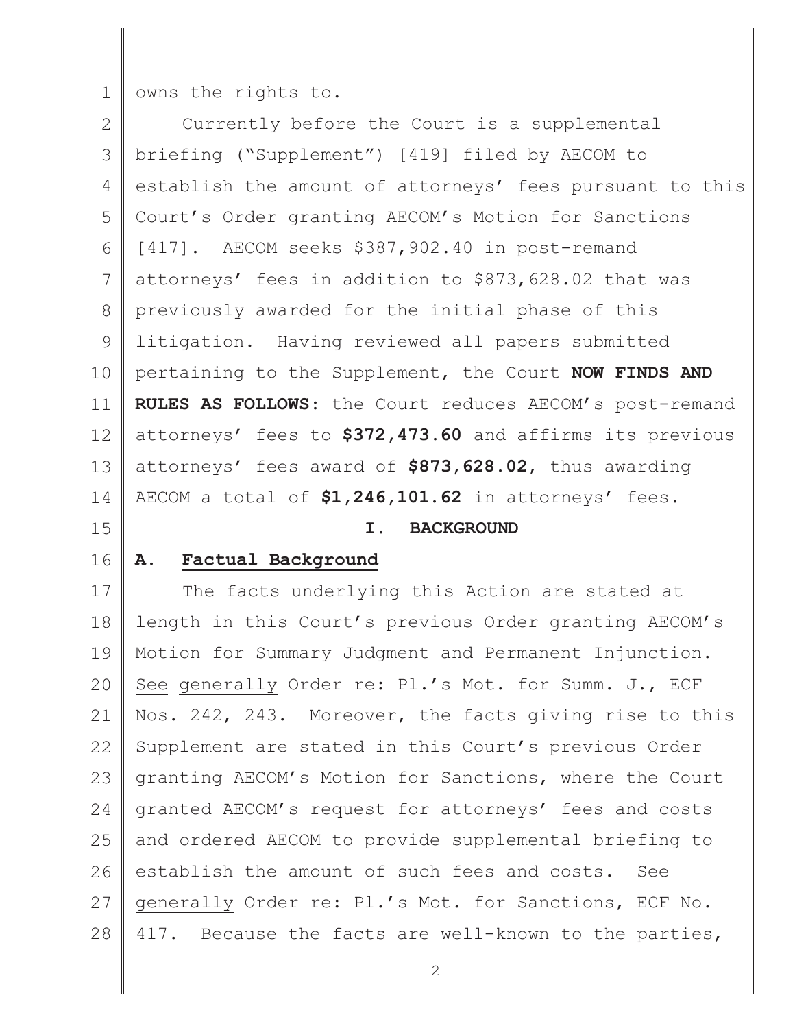owns the rights to.

Currently before the Court is a supplemental briefing ("Supplement") [419] filed by AECOM to establish the amount of attorneys' fees pursuant to this Court's Order granting AECOM's Motion for Sanctions [417]. AECOM seeks $387,902.40 in post-remand attorneys' fees in addition to $873,628.02 that was previously awarded for the initial phase of this litigation. Having reviewed all papers submitted pertaining to the Supplement, the Court **NOW FINDS AND RULES AS FOLLOWS**: the Court reduces AECOM's post-remand attorneys' fees to **$372,473.60** and affirms its previous attorneys' fees award of **$873,628.02**, thus awarding AECOM a total of **$1,246,101.62** in attorneys' fees.

## I. BACKGROUND

### A. Factual Background

The facts underlying this Action are stated at length in this Court's previous Order granting AECOM's Motion for Summary Judgment and Permanent Injunction. See generally Order re: Pl.'s Mot. for Summ. J., ECF Nos. 242, 243. Moreover, the facts giving rise to this Supplement are stated in this Court's previous Order granting AECOM's Motion for Sanctions, where the Court granted AECOM's request for attorneys' fees and costs and ordered AECOM to provide supplemental briefing to establish the amount of such fees and costs. See generally Order re: Pl.'s Mot. for Sanctions, ECF No. 417. Because the facts are well-known to the parties,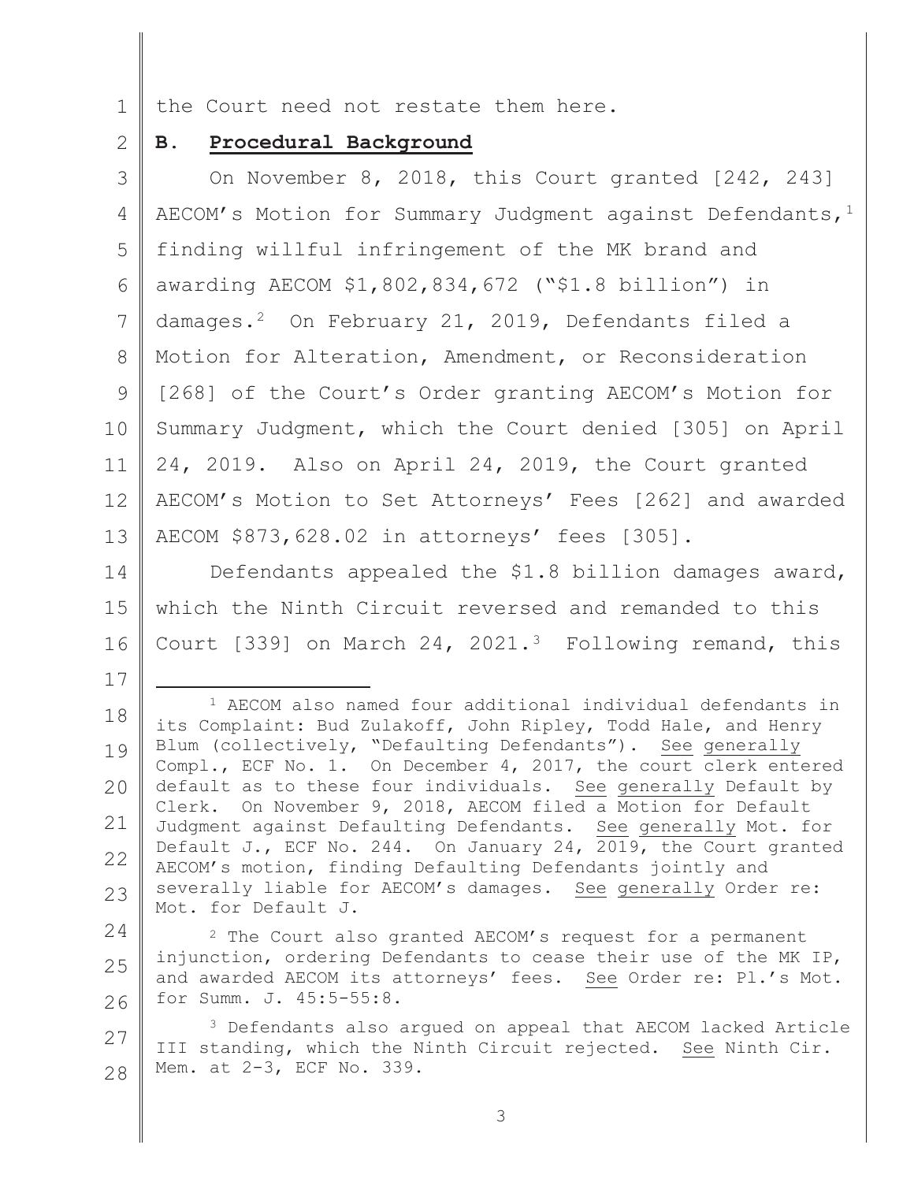the Court need not restate them here.

## B. **Procedural Background**

On November 8, 2018, this Court granted [242, 243] AECOM's Motion for Summary Judgment against Defendants,[1] finding willful infringement of the MK brand and awarding AECOM $1,802,834,672 ("$1.8 billion") in damages.[2] On February 21, 2019, Defendants filed a Motion for Alteration, Amendment, or Reconsideration [268] of the Court's Order granting AECOM's Motion for Summary Judgment, which the Court denied [305] on April 24, 2019. Also on April 24, 2019, the Court granted AECOM's Motion to Set Attorneys' Fees [262] and awarded AECOM $873,628.02 in attorneys' fees [305].

Defendants appealed the $1.8 billion damages award, which the Ninth Circuit reversed and remanded to this Court [339] on March 24, 2021.[3] Following remand, this

---

[1] AECOM also named four additional individual defendants in its Complaint: Bud Zulakoff, John Ripley, Todd Hale, and Henry Blum (collectively, "Defaulting Defendants"). See generally Compl., ECF No. 1. On December 4, 2017, the court clerk entered default as to these four individuals. See generally Default by Clerk. On November 9, 2018, AECOM filed a Motion for Default Judgment against Defaulting Defendants. See generally Mot. for Default J., ECF No. 244. On January 24, 2019, the Court granted AECOM's motion, finding Defaulting Defendants jointly and severally liable for AECOM's damages. See generally Order re: Mot. for Default J.

[2] The Court also granted AECOM's request for a permanent injunction, ordering Defendants to cease their use of the MK IP, and awarded AECOM its attorneys' fees. See Order re: Pl.'s Mot. for Summ. J. 45:5-55:8.

[3] Defendants also argued on appeal that AECOM lacked Article III standing, which the Ninth Circuit rejected. See Ninth Cir. Mem. at 2-3, ECF No. 339.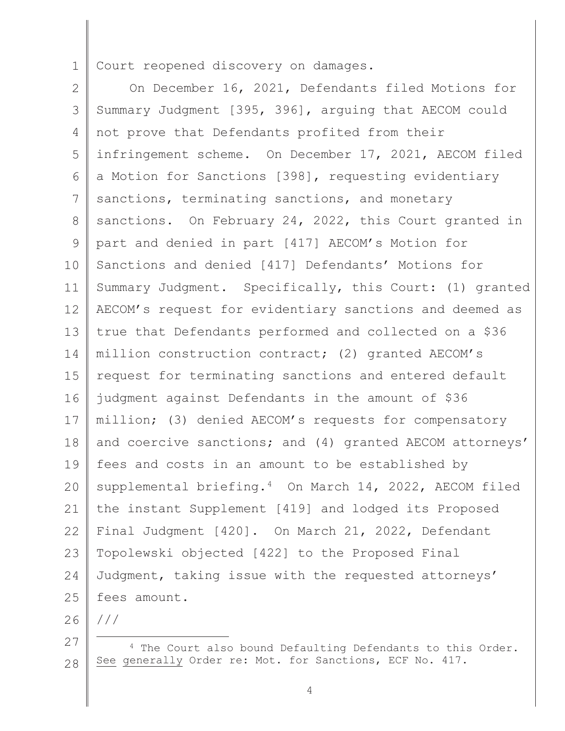Court reopened discovery on damages.

On December 16, 2021, Defendants filed Motions for Summary Judgment [395, 396], arguing that AECOM could not prove that Defendants profited from their infringement scheme. On December 17, 2021, AECOM filed a Motion for Sanctions [398], requesting evidentiary sanctions, terminating sanctions, and monetary sanctions. On February 24, 2022, this Court granted in part and denied in part [417] AECOM's Motion for Sanctions and denied [417] Defendants' Motions for Summary Judgment. Specifically, this Court: (1) granted AECOM's request for evidentiary sanctions and deemed as true that Defendants performed and collected on a $36 million construction contract; (2) granted AECOM's request for terminating sanctions and entered default judgment against Defendants in the amount of $36 million; (3) denied AECOM's requests for compensatory and coercive sanctions; and (4) granted AECOM attorneys' fees and costs in an amount to be established by supplemental briefing.[4] On March 14, 2022, AECOM filed the instant Supplement [419] and lodged its Proposed Final Judgment [420]. On March 21, 2022, Defendant Topolewski objected [422] to the Proposed Final Judgment, taking issue with the requested attorneys' fees amount.

///

[4] The Court also bound Defaulting Defendants to this Order. See generally Order re: Mot. for Sanctions, ECF No. 417.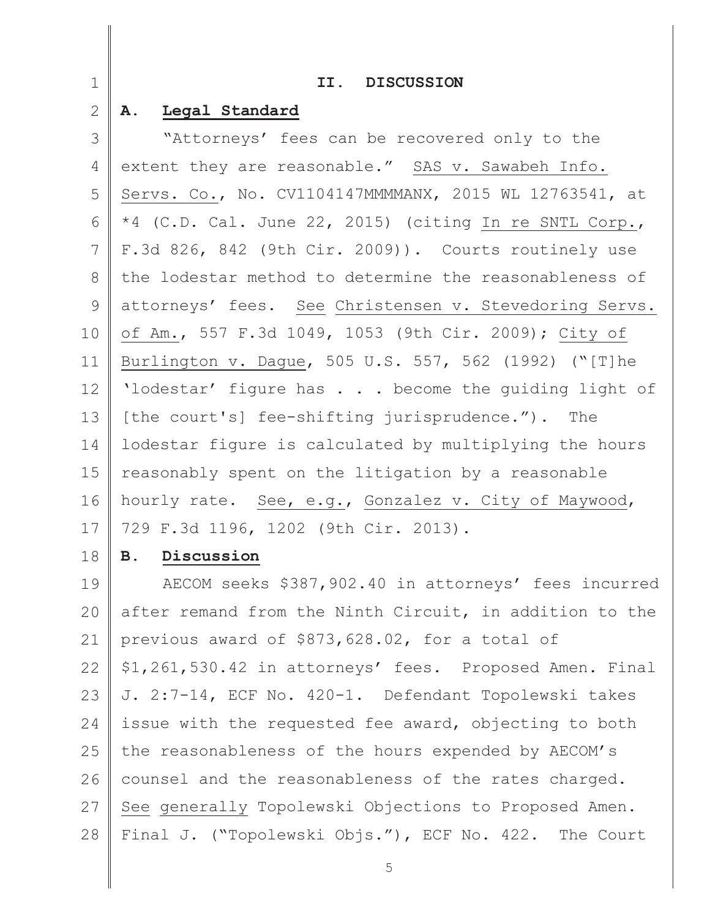## II. DISCUSSION

### A. Legal Standard

"Attorneys' fees can be recovered only to the extent they are reasonable." SAS v. Sawabeh Info. Servs. Co., No. CV1104147MMMMANX, 2015 WL 12763541, at *4 (C.D. Cal. June 22, 2015) (citing In re SNTL Corp., F.3d 826, 842 (9th Cir. 2009)). Courts routinely use the lodestar method to determine the reasonableness of attorneys' fees. See Christensen v. Stevedoring Servs. of Am., 557 F.3d 1049, 1053 (9th Cir. 2009); City of Burlington v. Dague, 505 U.S. 557, 562 (1992) ("[T]he 'lodestar' figure has . . . become the guiding light of [the court's] fee-shifting jurisprudence."). The lodestar figure is calculated by multiplying the hours reasonably spent on the litigation by a reasonable hourly rate. See, e.g., Gonzalez v. City of Maywood, 729 F.3d 1196, 1202 (9th Cir. 2013).

### B. Discussion

AECOM seeks $387,902.40 in attorneys' fees incurred after remand from the Ninth Circuit, in addition to the previous award of $873,628.02, for a total of $1,261,530.42 in attorneys' fees. Proposed Amen. Final J. 2:7-14, ECF No. 420-1. Defendant Topolewski takes issue with the requested fee award, objecting to both the reasonableness of the hours expended by AECOM's counsel and the reasonableness of the rates charged. See generally Topolewski Objections to Proposed Amen. Final J. ("Topolewski Objs."), ECF No. 422. The Court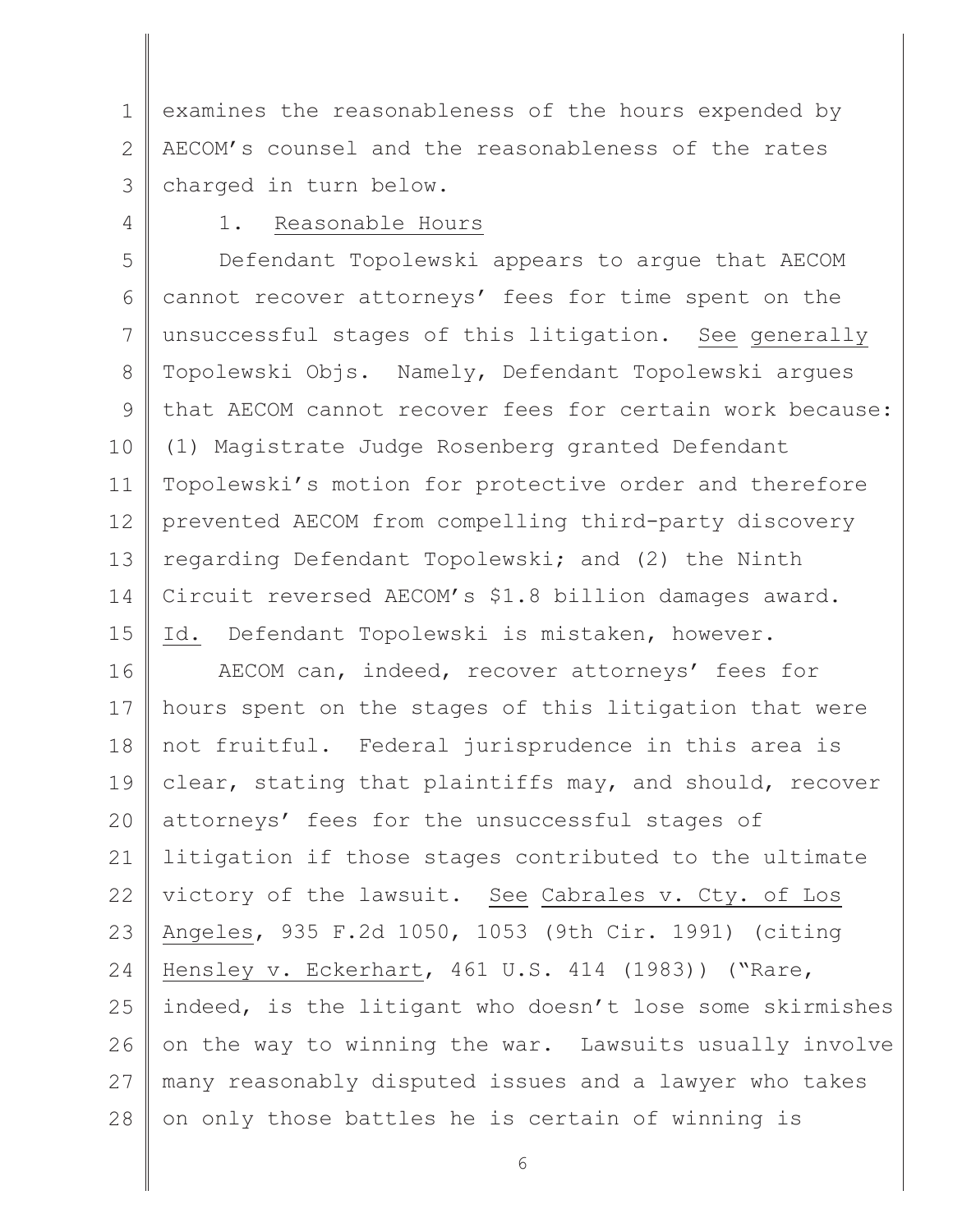examines the reasonableness of the hours expended by AECOM's counsel and the reasonableness of the rates charged in turn below.

1. Reasonable Hours

Defendant Topolewski appears to argue that AECOM cannot recover attorneys' fees for time spent on the unsuccessful stages of this litigation. See generally Topolewski Objs. Namely, Defendant Topolewski argues that AECOM cannot recover fees for certain work because: (1) Magistrate Judge Rosenberg granted Defendant Topolewski's motion for protective order and therefore prevented AECOM from compelling third-party discovery regarding Defendant Topolewski; and (2) the Ninth Circuit reversed AECOM's $1.8 billion damages award. Id. Defendant Topolewski is mistaken, however.

AECOM can, indeed, recover attorneys' fees for hours spent on the stages of this litigation that were not fruitful. Federal jurisprudence in this area is clear, stating that plaintiffs may, and should, recover attorneys' fees for the unsuccessful stages of litigation if those stages contributed to the ultimate victory of the lawsuit. See Cabrales v. Cty. of Los Angeles, 935 F.2d 1050, 1053 (9th Cir. 1991) (citing Hensley v. Eckerhart, 461 U.S. 414 (1983)) ("Rare, indeed, is the litigant who doesn't lose some skirmishes on the way to winning the war. Lawsuits usually involve many reasonably disputed issues and a lawyer who takes on only those battles he is certain of winning is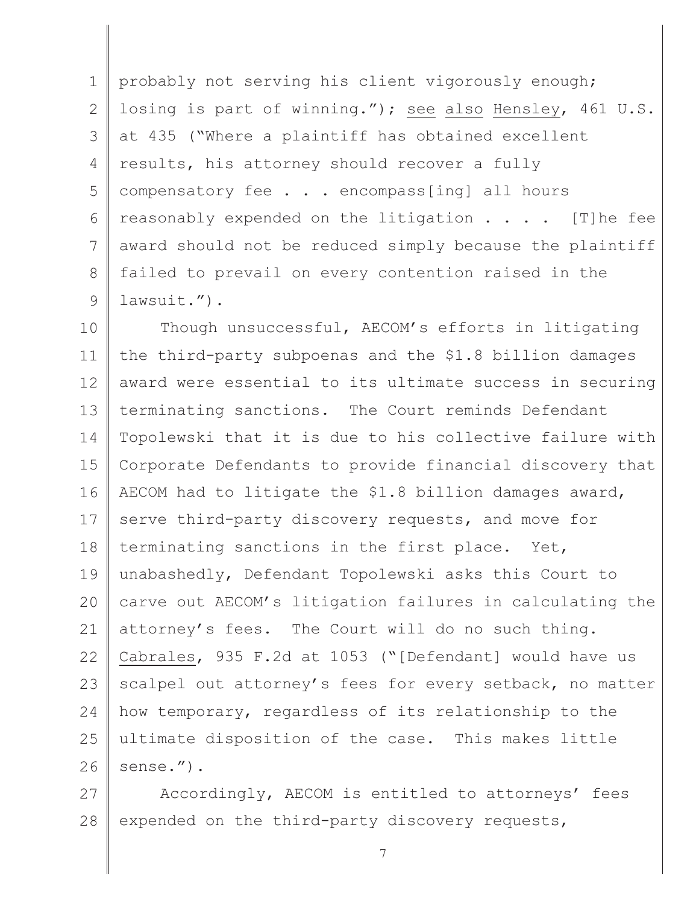probably not serving his client vigorously enough; losing is part of winning."); see also Hensley, 461 U.S. at 435 ("Where a plaintiff has obtained excellent results, his attorney should recover a fully compensatory fee . . . encompass[ing] all hours reasonably expended on the litigation . . . . [T]he fee award should not be reduced simply because the plaintiff failed to prevail on every contention raised in the lawsuit.").

Though unsuccessful, AECOM's efforts in litigating the third-party subpoenas and the $1.8 billion damages award were essential to its ultimate success in securing terminating sanctions. The Court reminds Defendant Topolewski that it is due to his collective failure with Corporate Defendants to provide financial discovery that AECOM had to litigate the $1.8 billion damages award, serve third-party discovery requests, and move for terminating sanctions in the first place. Yet, unabashedly, Defendant Topolewski asks this Court to carve out AECOM's litigation failures in calculating the attorney's fees. The Court will do no such thing. Cabrales, 935 F.2d at 1053 ("[Defendant] would have us scalpel out attorney's fees for every setback, no matter how temporary, regardless of its relationship to the ultimate disposition of the case. This makes little sense.").

Accordingly, AECOM is entitled to attorneys' fees expended on the third-party discovery requests,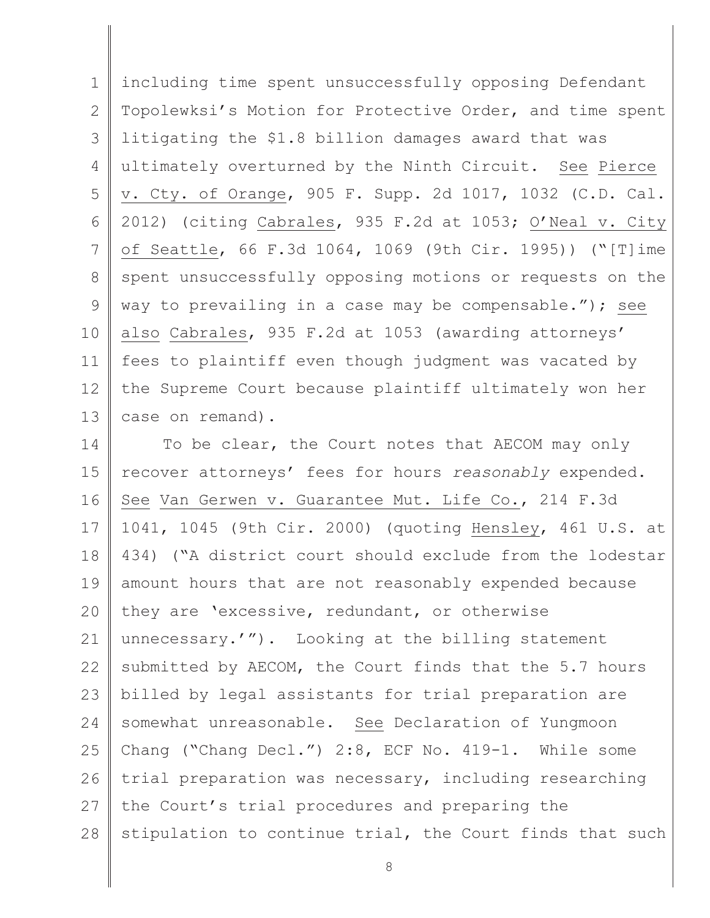including time spent unsuccessfully opposing Defendant Topolewksi's Motion for Protective Order, and time spent litigating the $1.8 billion damages award that was ultimately overturned by the Ninth Circuit. See Pierce v. Cty. of Orange, 905 F. Supp. 2d 1017, 1032 (C.D. Cal. 2012) (citing Cabrales, 935 F.2d at 1053; O'Neal v. City of Seattle, 66 F.3d 1064, 1069 (9th Cir. 1995)) ("[T]ime spent unsuccessfully opposing motions or requests on the way to prevailing in a case may be compensable."); see also Cabrales, 935 F.2d at 1053 (awarding attorneys' fees to plaintiff even though judgment was vacated by the Supreme Court because plaintiff ultimately won her case on remand).

To be clear, the Court notes that AECOM may only recover attorneys' fees for hours *reasonably* expended. See Van Gerwen v. Guarantee Mut. Life Co., 214 F.3d 1041, 1045 (9th Cir. 2000) (quoting Hensley, 461 U.S. at 434) ("A district court should exclude from the lodestar amount hours that are not reasonably expended because they are 'excessive, redundant, or otherwise unnecessary.'"). Looking at the billing statement submitted by AECOM, the Court finds that the 5.7 hours billed by legal assistants for trial preparation are somewhat unreasonable. See Declaration of Yungmoon Chang ("Chang Decl.") 2:8, ECF No. 419-1. While some trial preparation was necessary, including researching the Court's trial procedures and preparing the stipulation to continue trial, the Court finds that such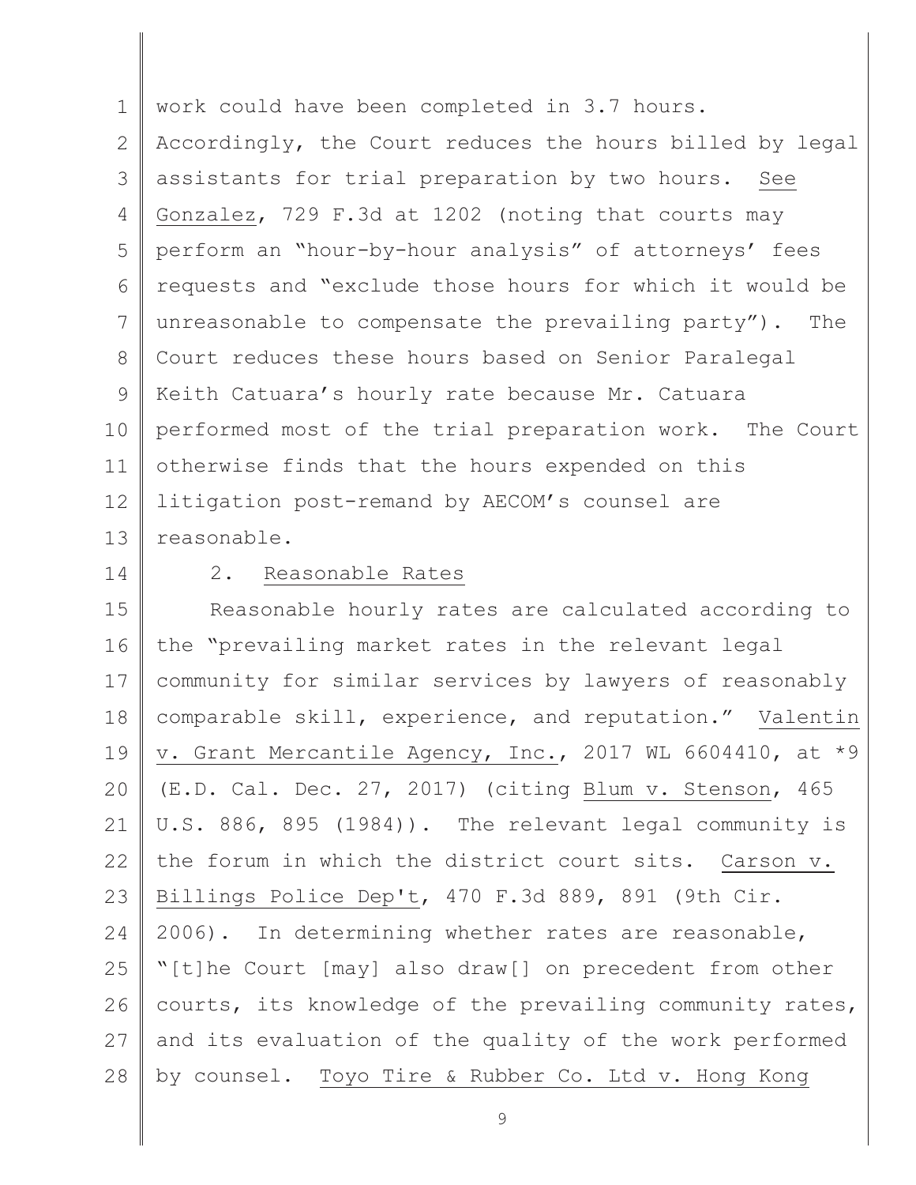work could have been completed in 3.7 hours. Accordingly, the Court reduces the hours billed by legal assistants for trial preparation by two hours. See Gonzalez, 729 F.3d at 1202 (noting that courts may perform an "hour-by-hour analysis" of attorneys' fees requests and "exclude those hours for which it would be unreasonable to compensate the prevailing party"). The Court reduces these hours based on Senior Paralegal Keith Catuara's hourly rate because Mr. Catuara performed most of the trial preparation work. The Court otherwise finds that the hours expended on this litigation post-remand by AECOM's counsel are reasonable.

2. Reasonable Rates

Reasonable hourly rates are calculated according to the "prevailing market rates in the relevant legal community for similar services by lawyers of reasonably comparable skill, experience, and reputation." Valentin v. Grant Mercantile Agency, Inc., 2017 WL 6604410, at *9 (E.D. Cal. Dec. 27, 2017) (citing Blum v. Stenson, 465 U.S. 886, 895 (1984)). The relevant legal community is the forum in which the district court sits. Carson v. Billings Police Dep't, 470 F.3d 889, 891 (9th Cir. 2006). In determining whether rates are reasonable, "[t]he Court [may] also draw[] on precedent from other courts, its knowledge of the prevailing community rates, and its evaluation of the quality of the work performed by counsel. Toyo Tire & Rubber Co. Ltd v. Hong Kong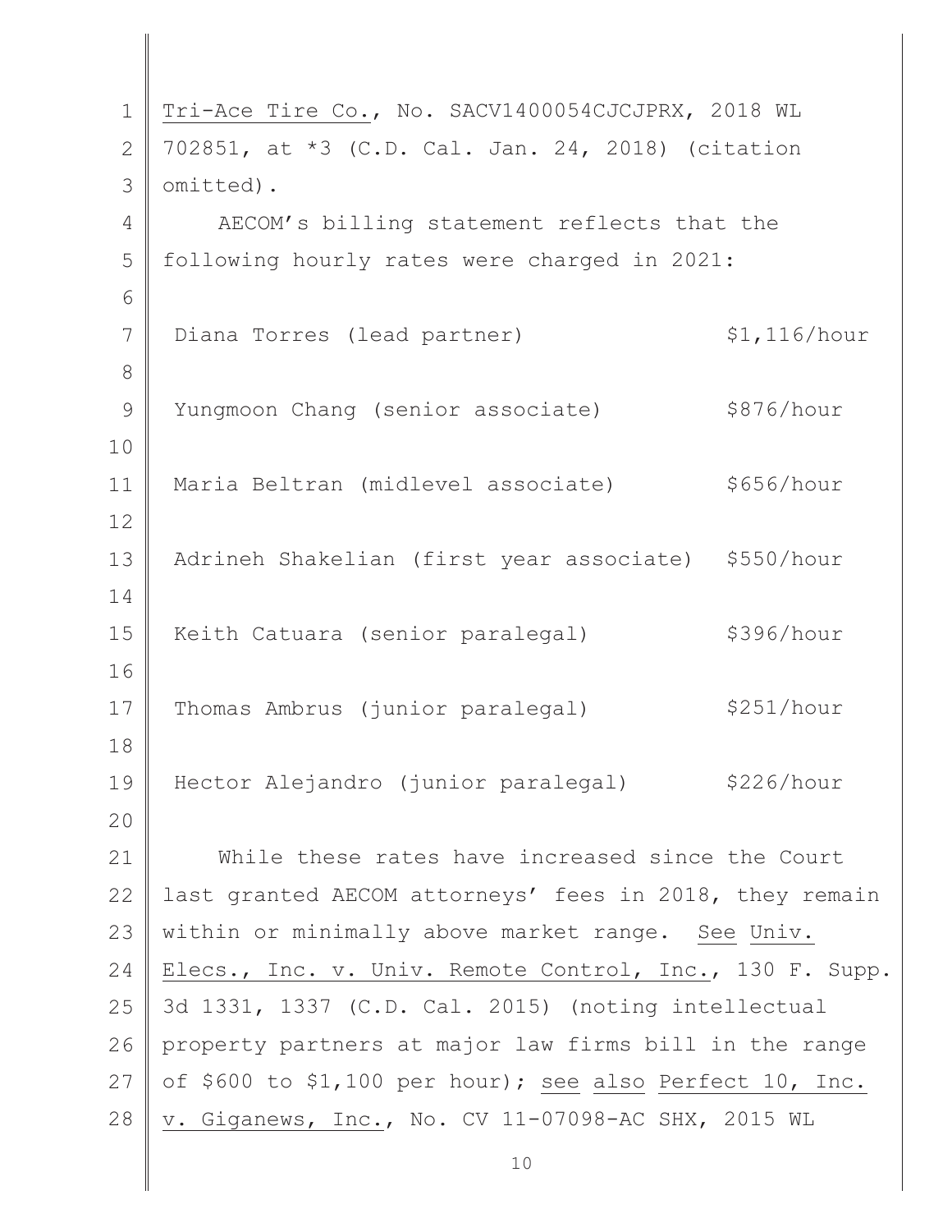Tri-Ace Tire Co., No. SACV1400054CJCJPRX, 2018 WL 702851, at *3 (C.D. Cal. Jan. 24, 2018) (citation omitted).

AECOM's billing statement reflects that the following hourly rates were charged in 2021:

| | |
|---|---|
| Diana Torres (lead partner) | $1,116/hour |
| Yungmoon Chang (senior associate) | $876/hour |
| Maria Beltran (midlevel associate) | $656/hour |
| Adrineh Shakelian (first year associate) | $550/hour |
| Keith Catuara (senior paralegal) | $396/hour |
| Thomas Ambrus (junior paralegal) | $251/hour |
| Hector Alejandro (junior paralegal) | $226/hour |

While these rates have increased since the Court last granted AECOM attorneys' fees in 2018, they remain within or minimally above market range. See Univ. Elecs., Inc. v. Univ. Remote Control, Inc., 130 F. Supp. 3d 1331, 1337 (C.D. Cal. 2015) (noting intellectual property partners at major law firms bill in the range of $600 to $1,100 per hour); see also Perfect 10, Inc. v. Giganews, Inc., No. CV 11-07098-AC SHX, 2015 WL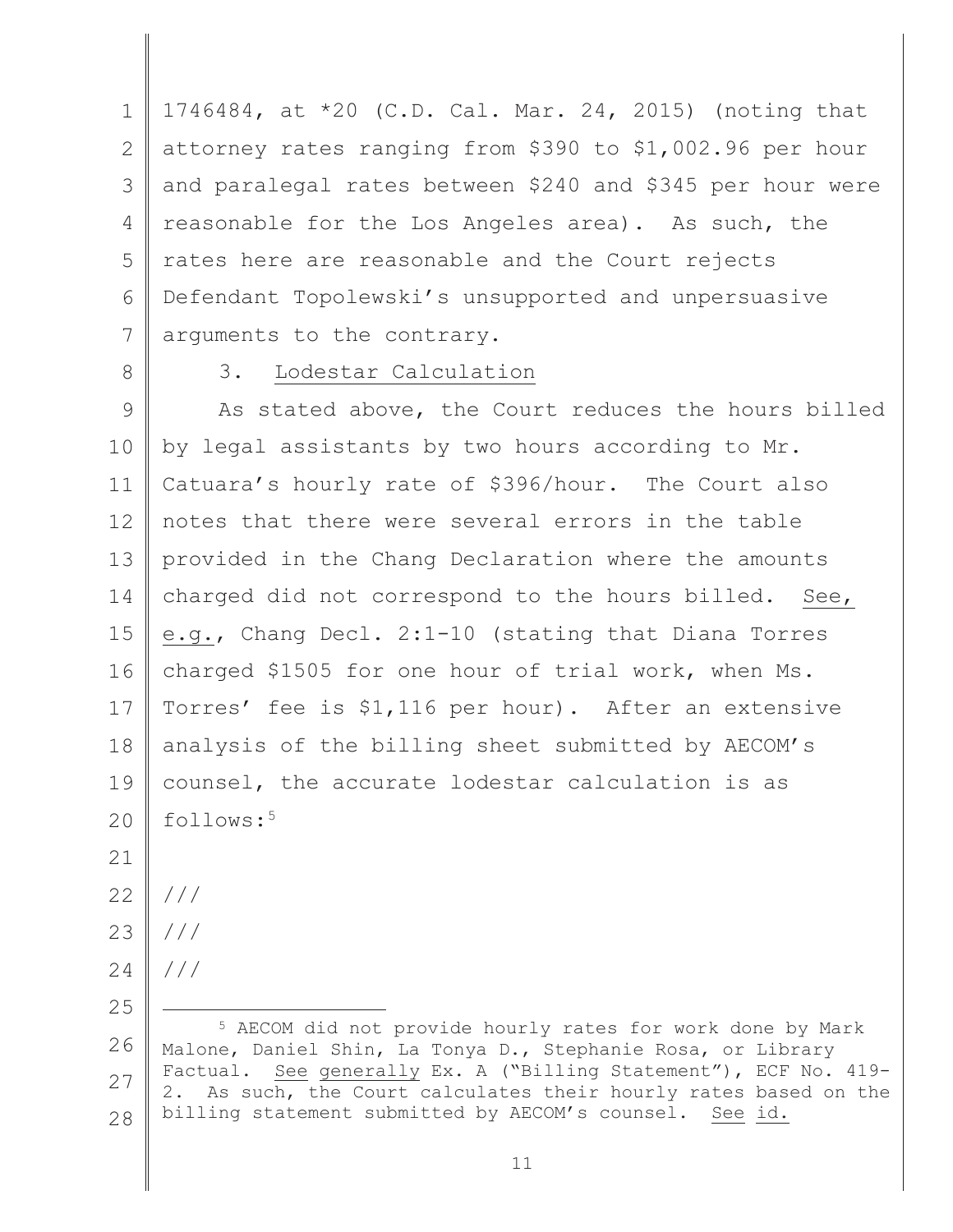1746484, at *20 (C.D. Cal. Mar. 24, 2015) (noting that attorney rates ranging from $390 to $1,002.96 per hour and paralegal rates between $240 and $345 per hour were reasonable for the Los Angeles area). As such, the rates here are reasonable and the Court rejects Defendant Topolewski's unsupported and unpersuasive arguments to the contrary.

3. Lodestar Calculation

As stated above, the Court reduces the hours billed by legal assistants by two hours according to Mr. Catuara's hourly rate of $396/hour. The Court also notes that there were several errors in the table provided in the Chang Declaration where the amounts charged did not correspond to the hours billed. See, e.g., Chang Decl. 2:1-10 (stating that Diana Torres charged $1505 for one hour of trial work, when Ms. Torres' fee is $1,116 per hour). After an extensive analysis of the billing sheet submitted by AECOM's counsel, the accurate lodestar calculation is as follows:[5]

///

///

///

[5] AECOM did not provide hourly rates for work done by Mark Malone, Daniel Shin, La Tonya D., Stephanie Rosa, or Library Factual. See generally Ex. A ("Billing Statement"), ECF No. 419-2. As such, the Court calculates their hourly rates based on the billing statement submitted by AECOM's counsel. See id.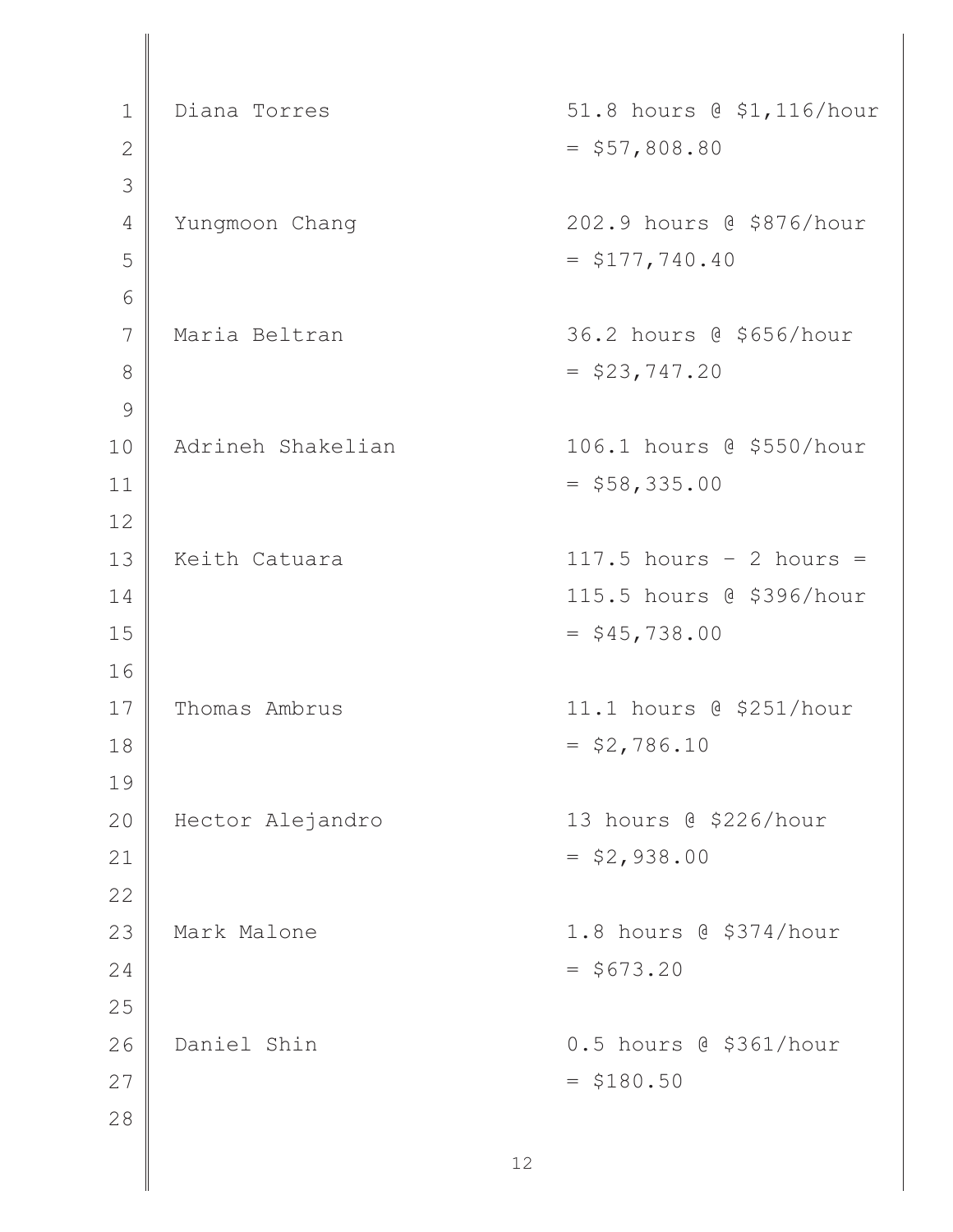Diana Torres 51.8 hours @ $1,116/hour = $57,808.80

Yungmoon Chang 202.9 hours @ $876/hour = $177,740.40

Maria Beltran 36.2 hours @ $656/hour = $23,747.20

Adrineh Shakelian 106.1 hours @ $550/hour = $58,335.00

Keith Catuara 117.5 hours – 2 hours = 115.5 hours @ $396/hour = $45,738.00

Thomas Ambrus 11.1 hours @ $251/hour = $2,786.10

Hector Alejandro 13 hours @ $226/hour = $2,938.00

Mark Malone 1.8 hours @ $374/hour = $673.20

Daniel Shin 0.5 hours @ $361/hour = $180.50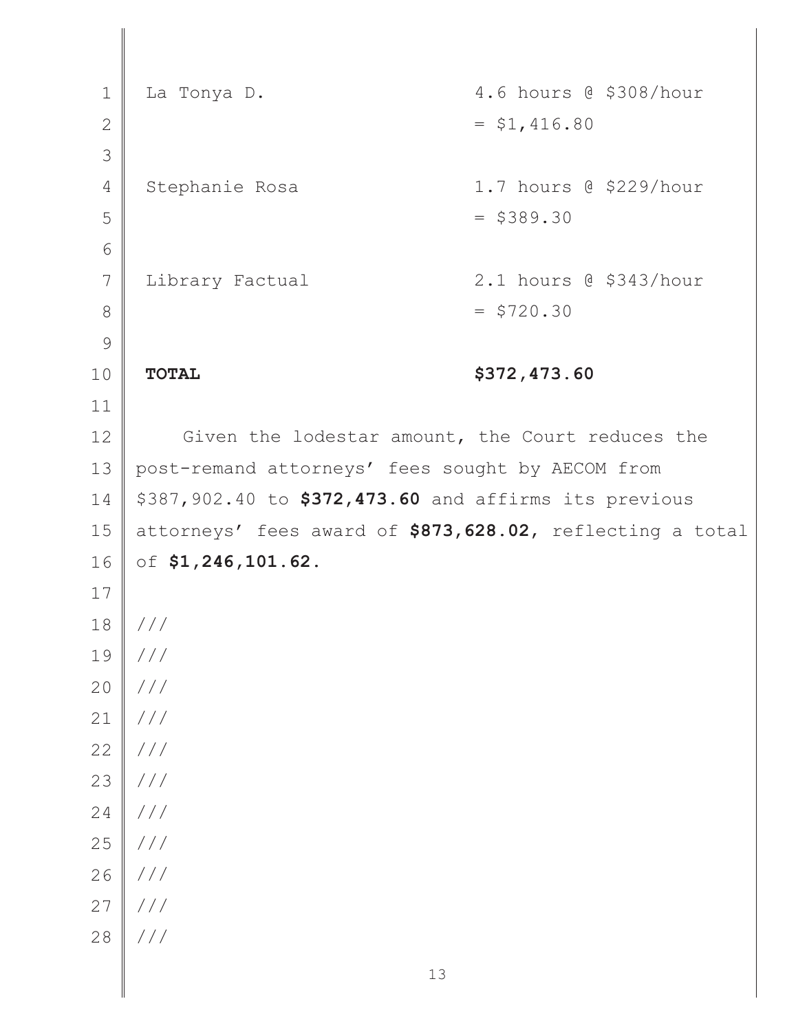| | |
|---|---|
| La Tonya D. | 4.6 hours @ $308/hour = $1,416.80 |
| Stephanie Rosa | 1.7 hours @ $229/hour = $389.30 |
| Library Factual | 2.1 hours @ $343/hour = $720.30 |
| **TOTAL** | **$372,473.60** |

Given the lodestar amount, the Court reduces the post-remand attorneys' fees sought by AECOM from $387,902.40 to **$372,473.60** and affirms its previous attorneys' fees award of **$873,628.02**, reflecting a total of **$1,246,101.62**.

///
///
///
///
///
///
///
///
///
///
///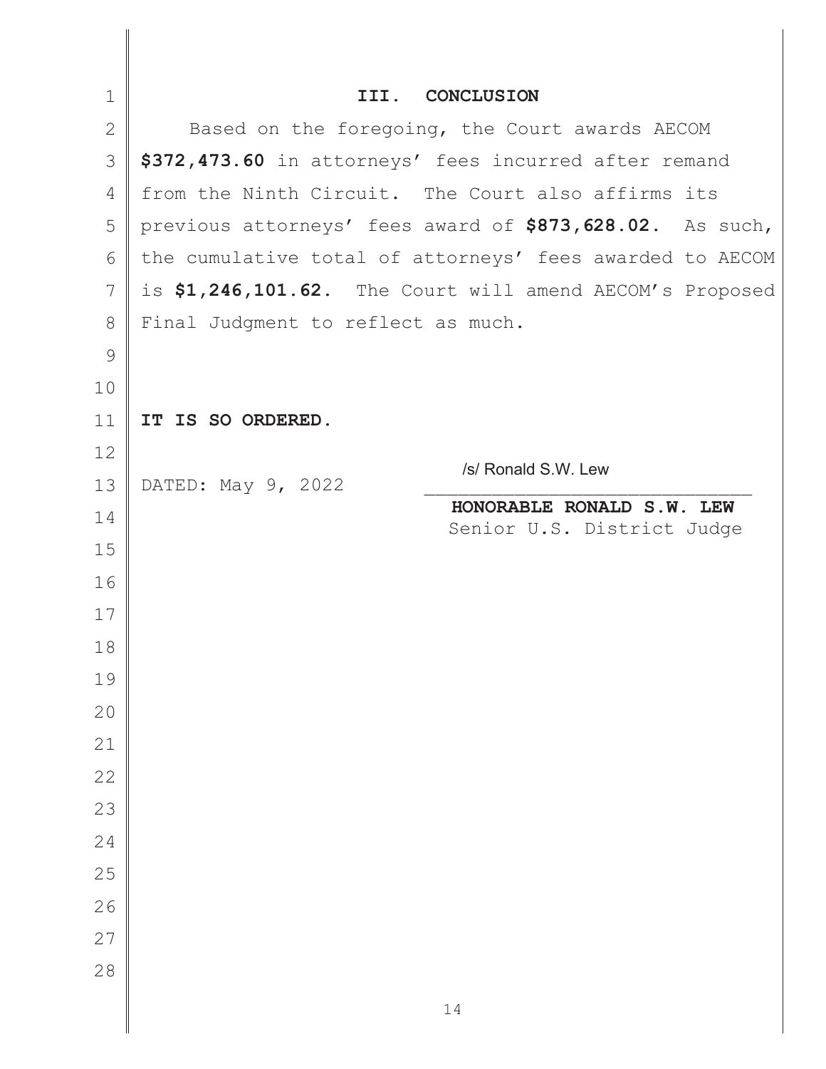## III. CONCLUSION

Based on the foregoing, the Court awards AECOM **$372,473.60** in attorneys' fees incurred after remand from the Ninth Circuit. The Court also affirms its previous attorneys' fees award of **$873,628.02.** As such, the cumulative total of attorneys' fees awarded to AECOM is **$1,246,101.62.** The Court will amend AECOM's Proposed Final Judgment to reflect as much.

**IT IS SO ORDERED.**

DATED: May 9, 2022

/s/ Ronald S.W. Lew

**HONORABLE RONALD S.W. LEW**
Senior U.S. District Judge